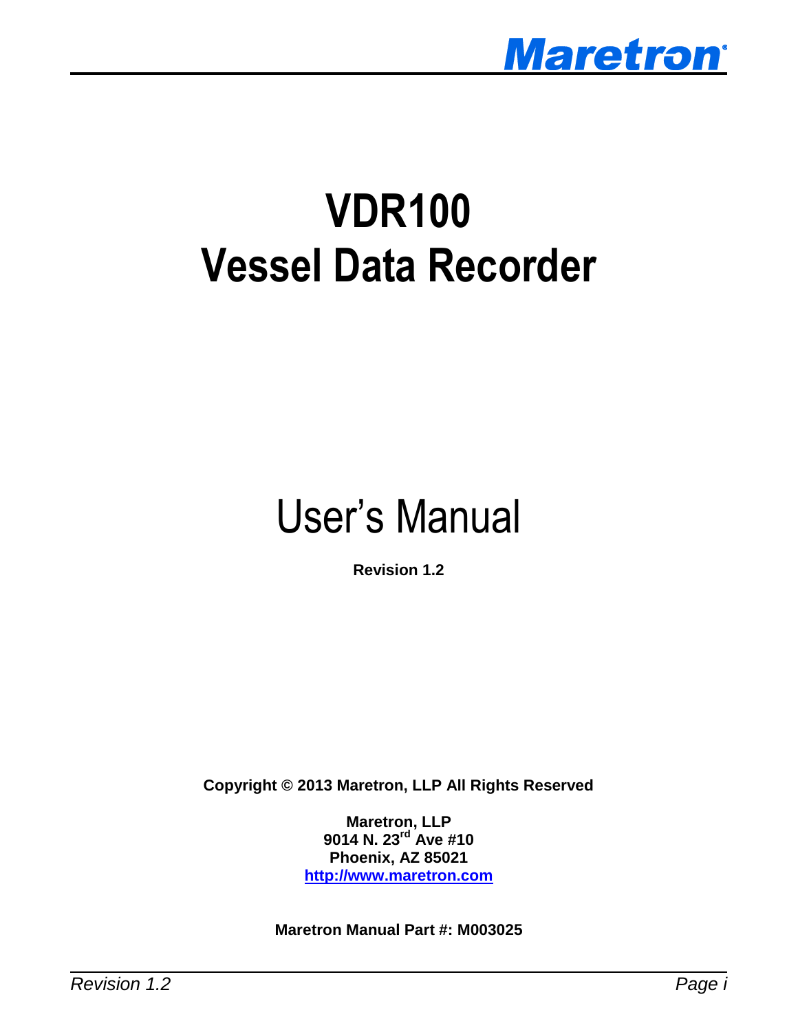Maretron

# VDR100
# Vessel Data Recorder

## User's Manual

**Revision 1.2**

**Copyright © 2013 Maretron, LLP All Rights Reserved**

**Maretron, LLP**
**9014 N. 23rd Ave #10**
**Phoenix, AZ 85021**
**http://www.maretron.com**

**Maretron Manual Part #: M003025**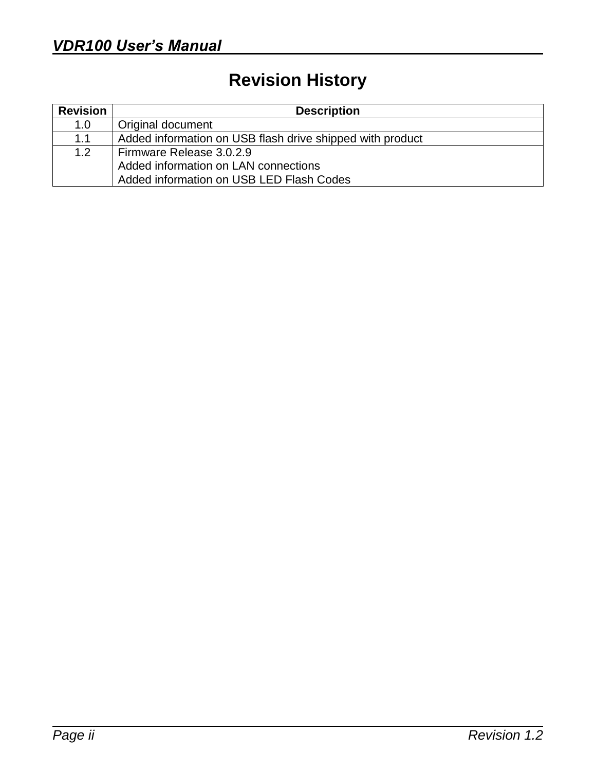# Revision History

| Revision | Description |
|---|---|
| 1.0 | Original document |
| 1.1 | Added information on USB flash drive shipped with product |
| 1.2 | Firmware Release 3.0.2.9<br>Added information on LAN connections<br>Added information on USB LED Flash Codes |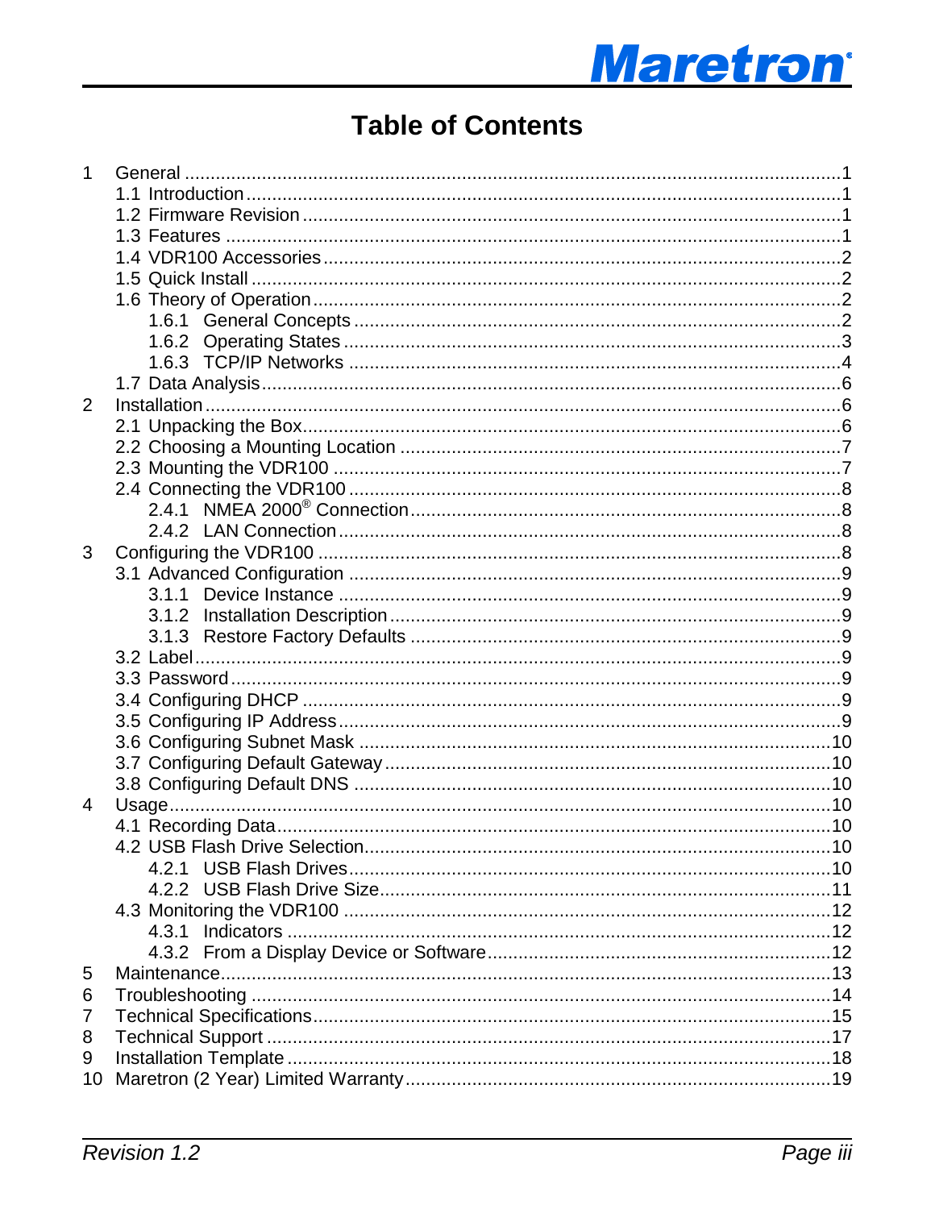# Table of Contents

1 General .....1
- 1.1 Introduction .....1
- 1.2 Firmware Revision .....1
- 1.3 Features .....1
- 1.4 VDR100 Accessories .....2
- 1.5 Quick Install .....2
- 1.6 Theory of Operation .....2
  - 1.6.1 General Concepts .....2
  - 1.6.2 Operating States .....3
  - 1.6.3 TCP/IP Networks .....4
- 1.7 Data Analysis .....6

2 Installation .....6
- 2.1 Unpacking the Box .....6
- 2.2 Choosing a Mounting Location .....7
- 2.3 Mounting the VDR100 .....7
- 2.4 Connecting the VDR100 .....8
  - 2.4.1 NMEA 2000® Connection .....8
  - 2.4.2 LAN Connection .....8

3 Configuring the VDR100 .....8
- 3.1 Advanced Configuration .....9
  - 3.1.1 Device Instance .....9
  - 3.1.2 Installation Description .....9
  - 3.1.3 Restore Factory Defaults .....9
- 3.2 Label .....9
- 3.3 Password .....9
- 3.4 Configuring DHCP .....9
- 3.5 Configuring IP Address .....9
- 3.6 Configuring Subnet Mask .....10
- 3.7 Configuring Default Gateway .....10
- 3.8 Configuring Default DNS .....10

4 Usage .....10
- 4.1 Recording Data .....10
- 4.2 USB Flash Drive Selection .....10
  - 4.2.1 USB Flash Drives .....10
  - 4.2.2 USB Flash Drive Size .....11
- 4.3 Monitoring the VDR100 .....12
  - 4.3.1 Indicators .....12
  - 4.3.2 From a Display Device or Software .....12

5 Maintenance .....13

6 Troubleshooting .....14

7 Technical Specifications .....15

8 Technical Support .....17

9 Installation Template .....18

10 Maretron (2 Year) Limited Warranty .....19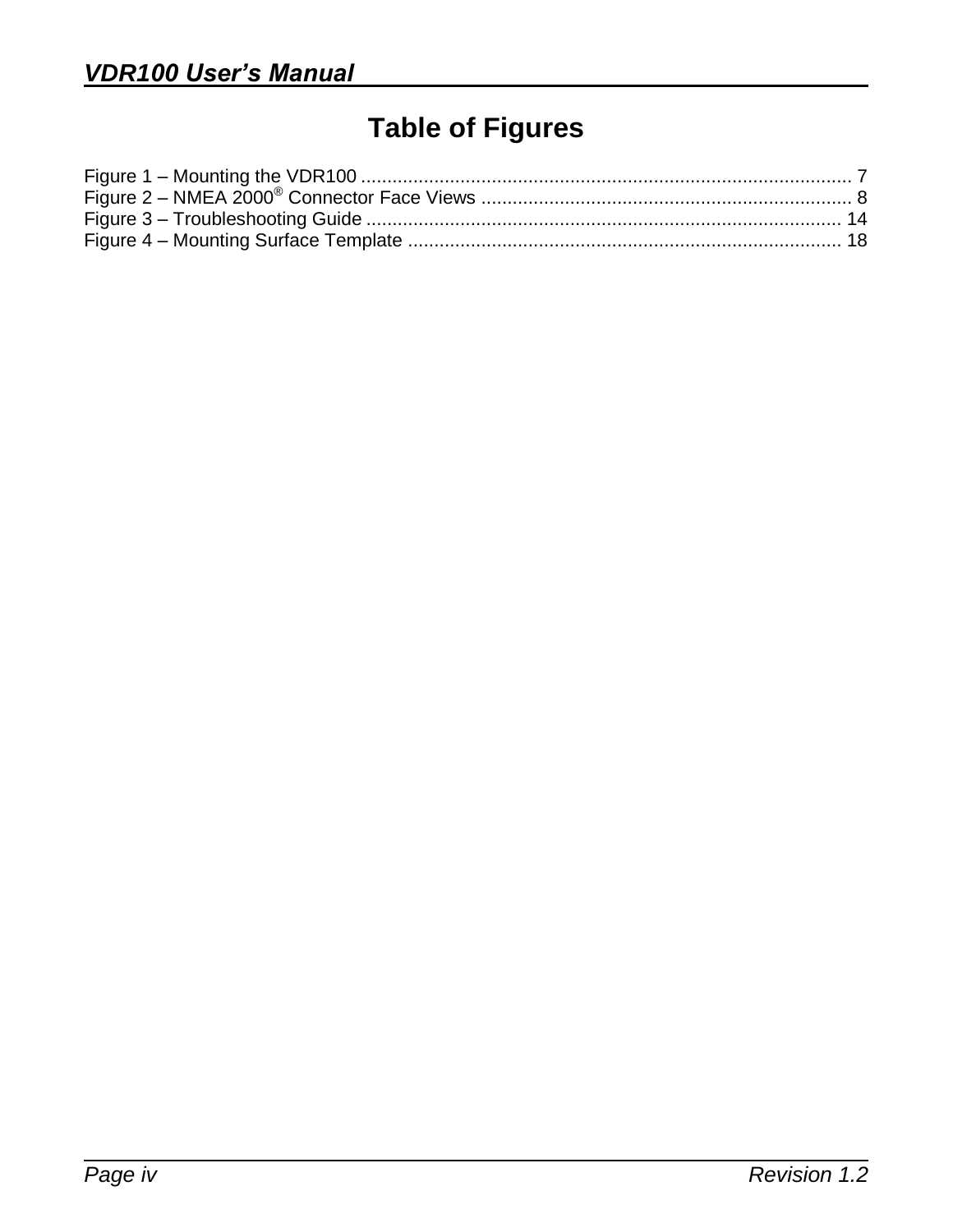# Table of Figures

Figure 1 – Mounting the VDR100 .............................................................................................. 7
Figure 2 – NMEA 2000® Connector Face Views ....................................................................... 8
Figure 3 – Troubleshooting Guide ........................................................................................... 14
Figure 4 – Mounting Surface Template ................................................................................... 18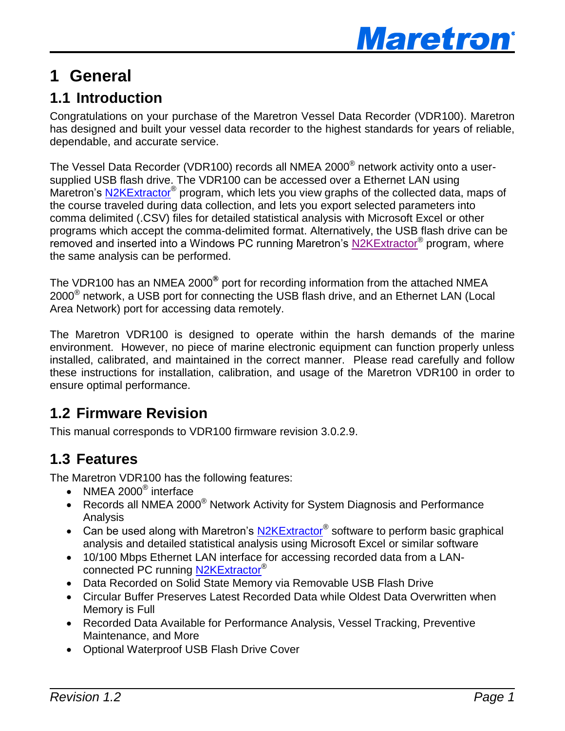# 1 General

## 1.1 Introduction

Congratulations on your purchase of the Maretron Vessel Data Recorder (VDR100). Maretron has designed and built your vessel data recorder to the highest standards for years of reliable, dependable, and accurate service.

The Vessel Data Recorder (VDR100) records all NMEA 2000® network activity onto a user-supplied USB flash drive. The VDR100 can be accessed over a Ethernet LAN using Maretron's N2KExtractor® program, which lets you view graphs of the collected data, maps of the course traveled during data collection, and lets you export selected parameters into comma delimited (.CSV) files for detailed statistical analysis with Microsoft Excel or other programs which accept the comma-delimited format. Alternatively, the USB flash drive can be removed and inserted into a Windows PC running Maretron's N2KExtractor® program, where the same analysis can be performed.

The VDR100 has an NMEA 2000® port for recording information from the attached NMEA 2000® network, a USB port for connecting the USB flash drive, and an Ethernet LAN (Local Area Network) port for accessing data remotely.

The Maretron VDR100 is designed to operate within the harsh demands of the marine environment. However, no piece of marine electronic equipment can function properly unless installed, calibrated, and maintained in the correct manner. Please read carefully and follow these instructions for installation, calibration, and usage of the Maretron VDR100 in order to ensure optimal performance.

## 1.2 Firmware Revision

This manual corresponds to VDR100 firmware revision 3.0.2.9.

## 1.3 Features

The Maretron VDR100 has the following features:

- NMEA 2000® interface
- Records all NMEA 2000® Network Activity for System Diagnosis and Performance Analysis
- Can be used along with Maretron's N2KExtractor® software to perform basic graphical analysis and detailed statistical analysis using Microsoft Excel or similar software
- 10/100 Mbps Ethernet LAN interface for accessing recorded data from a LAN-connected PC running N2KExtractor®
- Data Recorded on Solid State Memory via Removable USB Flash Drive
- Circular Buffer Preserves Latest Recorded Data while Oldest Data Overwritten when Memory is Full
- Recorded Data Available for Performance Analysis, Vessel Tracking, Preventive Maintenance, and More
- Optional Waterproof USB Flash Drive Cover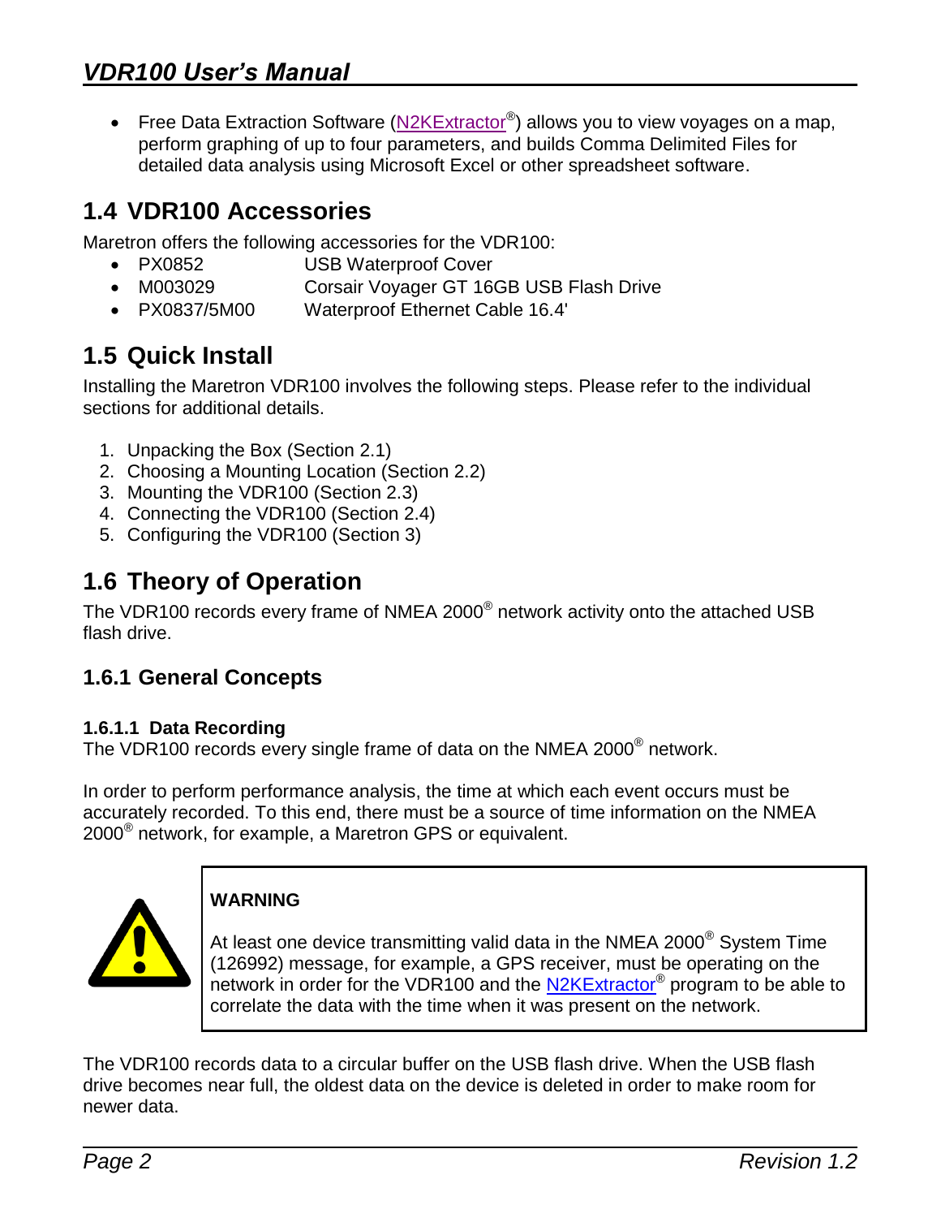- Free Data Extraction Software (N2KExtractor®) allows you to view voyages on a map, perform graphing of up to four parameters, and builds Comma Delimited Files for detailed data analysis using Microsoft Excel or other spreadsheet software.

## 1.4 VDR100 Accessories

Maretron offers the following accessories for the VDR100:

- PX0852 USB Waterproof Cover
- M003029 Corsair Voyager GT 16GB USB Flash Drive
- PX0837/5M00 Waterproof Ethernet Cable 16.4'

## 1.5 Quick Install

Installing the Maretron VDR100 involves the following steps. Please refer to the individual sections for additional details.

1. Unpacking the Box (Section 2.1)
2. Choosing a Mounting Location (Section 2.2)
3. Mounting the VDR100 (Section 2.3)
4. Connecting the VDR100 (Section 2.4)
5. Configuring the VDR100 (Section 3)

## 1.6 Theory of Operation

The VDR100 records every frame of NMEA 2000® network activity onto the attached USB flash drive.

### 1.6.1 General Concepts

#### 1.6.1.1 Data Recording

The VDR100 records every single frame of data on the NMEA 2000® network.

In order to perform performance analysis, the time at which each event occurs must be accurately recorded. To this end, there must be a source of time information on the NMEA 2000® network, for example, a Maretron GPS or equivalent.

> **WARNING**
>
> At least one device transmitting valid data in the NMEA 2000® System Time (126992) message, for example, a GPS receiver, must be operating on the network in order for the VDR100 and the N2KExtractor® program to be able to correlate the data with the time when it was present on the network.

The VDR100 records data to a circular buffer on the USB flash drive. When the USB flash drive becomes near full, the oldest data on the device is deleted in order to make room for newer data.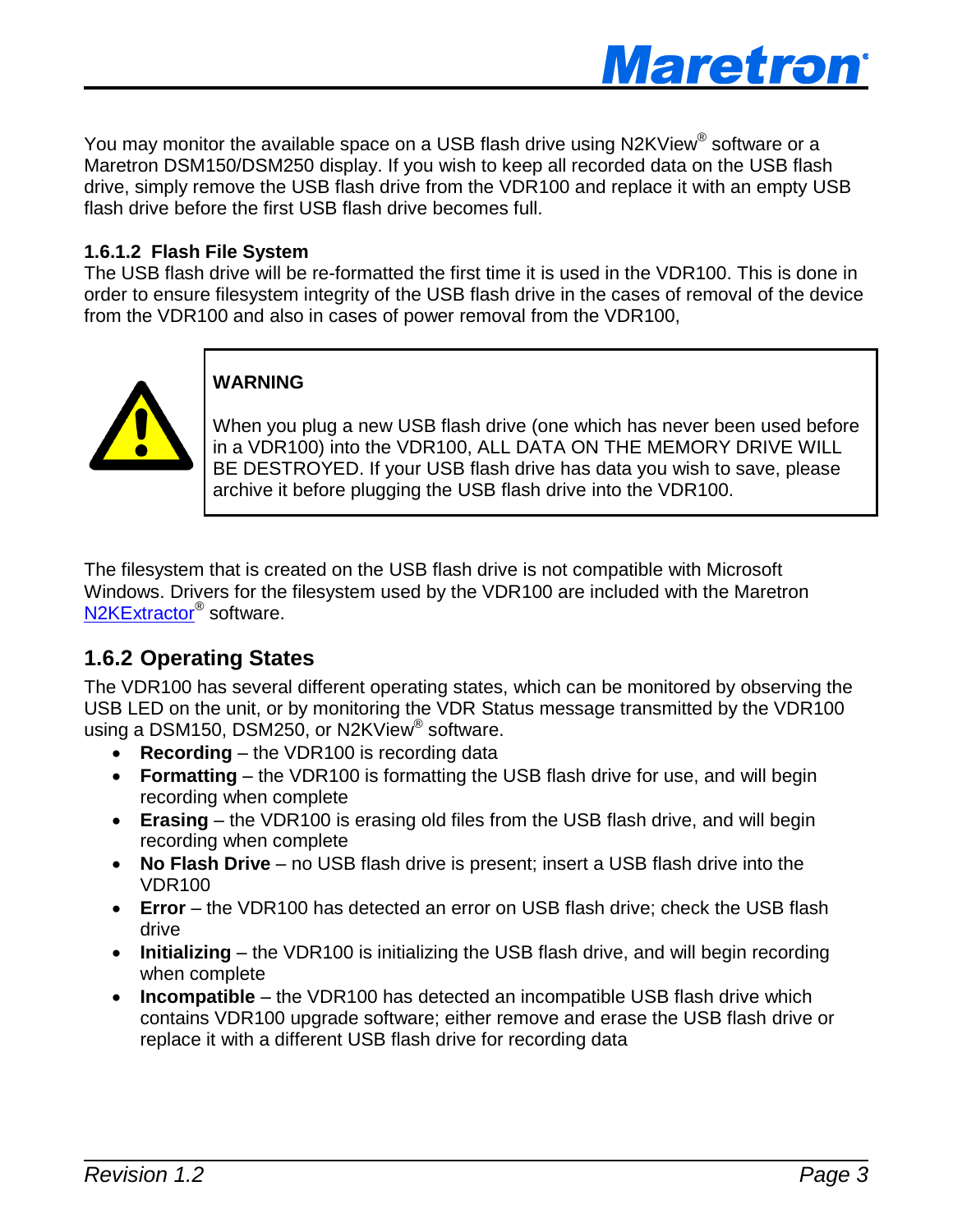You may monitor the available space on a USB flash drive using N2KView® software or a Maretron DSM150/DSM250 display. If you wish to keep all recorded data on the USB flash drive, simply remove the USB flash drive from the VDR100 and replace it with an empty USB flash drive before the first USB flash drive becomes full.

#### 1.6.1.2 Flash File System

The USB flash drive will be re-formatted the first time it is used in the VDR100. This is done in order to ensure filesystem integrity of the USB flash drive in the cases of removal of the device from the VDR100 and also in cases of power removal from the VDR100,

> **WARNING**
>
> When you plug a new USB flash drive (one which has never been used before in a VDR100) into the VDR100, ALL DATA ON THE MEMORY DRIVE WILL BE DESTROYED. If your USB flash drive has data you wish to save, please archive it before plugging the USB flash drive into the VDR100.

The filesystem that is created on the USB flash drive is not compatible with Microsoft Windows. Drivers for the filesystem used by the VDR100 are included with the Maretron N2KExtractor® software.

### 1.6.2 Operating States

The VDR100 has several different operating states, which can be monitored by observing the USB LED on the unit, or by monitoring the VDR Status message transmitted by the VDR100 using a DSM150, DSM250, or N2KView® software.

- **Recording** – the VDR100 is recording data
- **Formatting** – the VDR100 is formatting the USB flash drive for use, and will begin recording when complete
- **Erasing** – the VDR100 is erasing old files from the USB flash drive, and will begin recording when complete
- **No Flash Drive** – no USB flash drive is present; insert a USB flash drive into the VDR100
- **Error** – the VDR100 has detected an error on USB flash drive; check the USB flash drive
- **Initializing** – the VDR100 is initializing the USB flash drive, and will begin recording when complete
- **Incompatible** – the VDR100 has detected an incompatible USB flash drive which contains VDR100 upgrade software; either remove and erase the USB flash drive or replace it with a different USB flash drive for recording data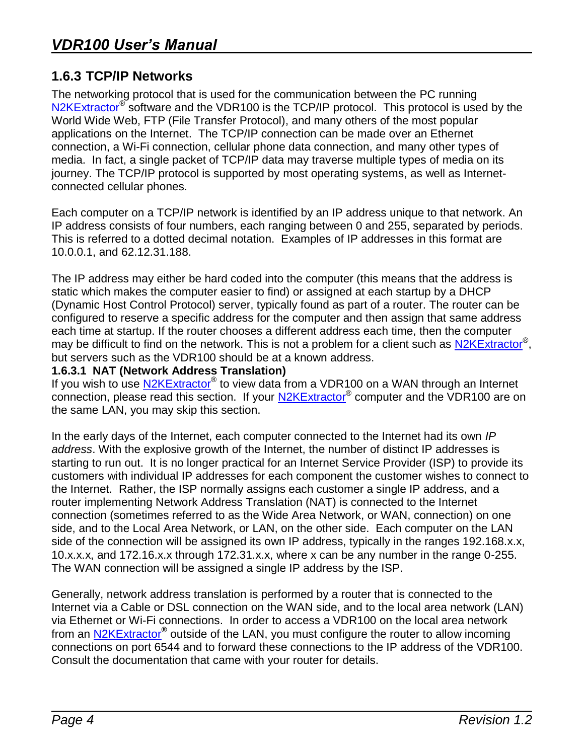### 1.6.3 TCP/IP Networks

The networking protocol that is used for the communication between the PC running N2KExtractor® software and the VDR100 is the TCP/IP protocol. This protocol is used by the World Wide Web, FTP (File Transfer Protocol), and many others of the most popular applications on the Internet. The TCP/IP connection can be made over an Ethernet connection, a Wi-Fi connection, cellular phone data connection, and many other types of media. In fact, a single packet of TCP/IP data may traverse multiple types of media on its journey. The TCP/IP protocol is supported by most operating systems, as well as Internet-connected cellular phones.

Each computer on a TCP/IP network is identified by an IP address unique to that network. An IP address consists of four numbers, each ranging between 0 and 255, separated by periods. This is referred to a dotted decimal notation. Examples of IP addresses in this format are 10.0.0.1, and 62.12.31.188.

The IP address may either be hard coded into the computer (this means that the address is static which makes the computer easier to find) or assigned at each startup by a DHCP (Dynamic Host Control Protocol) server, typically found as part of a router. The router can be configured to reserve a specific address for the computer and then assign that same address each time at startup. If the router chooses a different address each time, then the computer may be difficult to find on the network. This is not a problem for a client such as N2KExtractor®, but servers such as the VDR100 should be at a known address.

#### 1.6.3.1 NAT (Network Address Translation)

If you wish to use N2KExtractor® to view data from a VDR100 on a WAN through an Internet connection, please read this section. If your N2KExtractor® computer and the VDR100 are on the same LAN, you may skip this section.

In the early days of the Internet, each computer connected to the Internet had its own *IP address*. With the explosive growth of the Internet, the number of distinct IP addresses is starting to run out. It is no longer practical for an Internet Service Provider (ISP) to provide its customers with individual IP addresses for each component the customer wishes to connect to the Internet. Rather, the ISP normally assigns each customer a single IP address, and a router implementing Network Address Translation (NAT) is connected to the Internet connection (sometimes referred to as the Wide Area Network, or WAN, connection) on one side, and to the Local Area Network, or LAN, on the other side. Each computer on the LAN side of the connection will be assigned its own IP address, typically in the ranges 192.168.x.x, 10.x.x.x, and 172.16.x.x through 172.31.x.x, where x can be any number in the range 0-255. The WAN connection will be assigned a single IP address by the ISP.

Generally, network address translation is performed by a router that is connected to the Internet via a Cable or DSL connection on the WAN side, and to the local area network (LAN) via Ethernet or Wi-Fi connections. In order to access a VDR100 on the local area network from an N2KExtractor® outside of the LAN, you must configure the router to allow incoming connections on port 6544 and to forward these connections to the IP address of the VDR100. Consult the documentation that came with your router for details.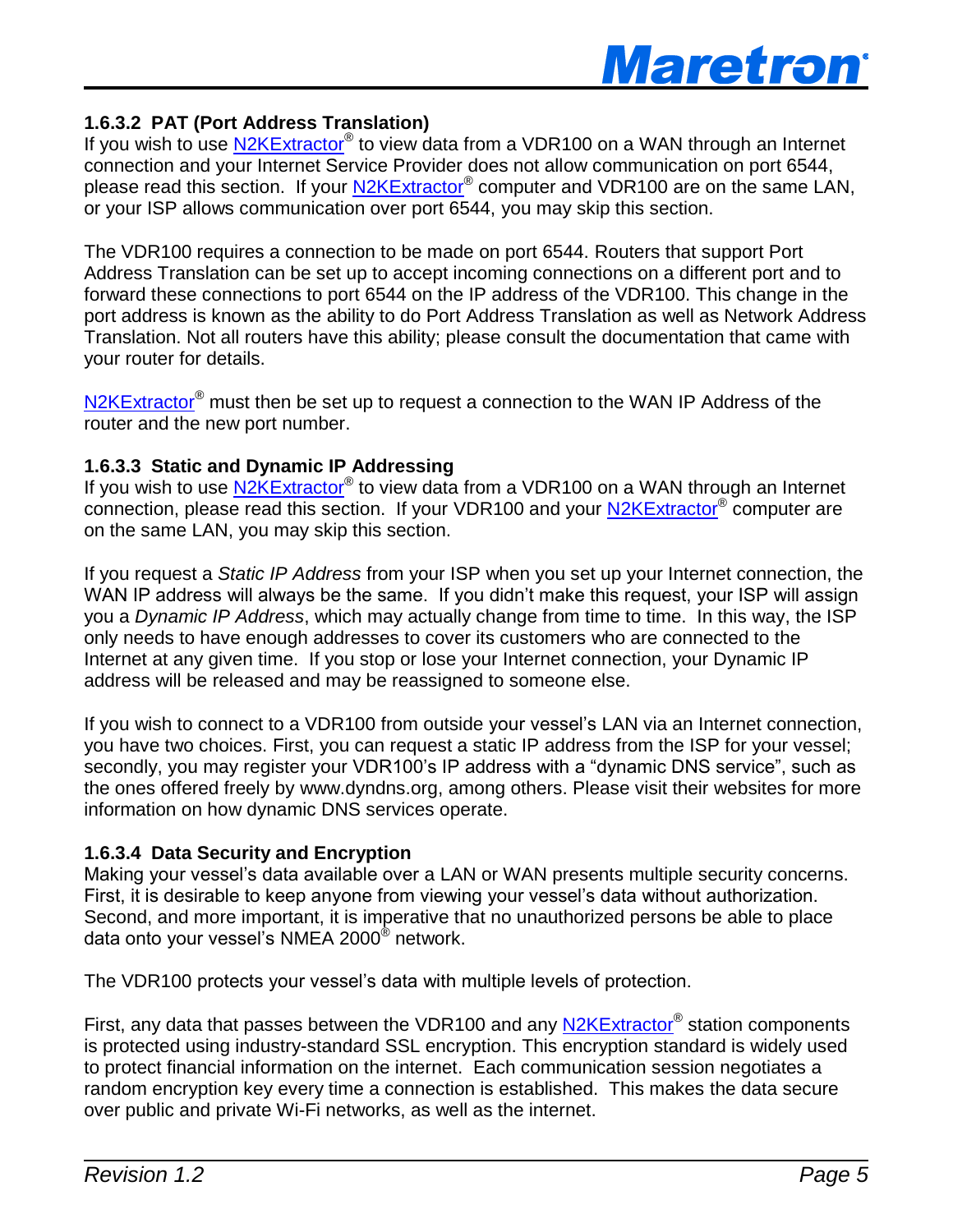#### 1.6.3.2 PAT (Port Address Translation)

If you wish to use N2KExtractor® to view data from a VDR100 on a WAN through an Internet connection and your Internet Service Provider does not allow communication on port 6544, please read this section. If your N2KExtractor® computer and VDR100 are on the same LAN, or your ISP allows communication over port 6544, you may skip this section.

The VDR100 requires a connection to be made on port 6544. Routers that support Port Address Translation can be set up to accept incoming connections on a different port and to forward these connections to port 6544 on the IP address of the VDR100. This change in the port address is known as the ability to do Port Address Translation as well as Network Address Translation. Not all routers have this ability; please consult the documentation that came with your router for details.

N2KExtractor® must then be set up to request a connection to the WAN IP Address of the router and the new port number.

#### 1.6.3.3 Static and Dynamic IP Addressing

If you wish to use N2KExtractor® to view data from a VDR100 on a WAN through an Internet connection, please read this section. If your VDR100 and your N2KExtractor® computer are on the same LAN, you may skip this section.

If you request a *Static IP Address* from your ISP when you set up your Internet connection, the WAN IP address will always be the same. If you didn't make this request, your ISP will assign you a *Dynamic IP Address*, which may actually change from time to time. In this way, the ISP only needs to have enough addresses to cover its customers who are connected to the Internet at any given time. If you stop or lose your Internet connection, your Dynamic IP address will be released and may be reassigned to someone else.

If you wish to connect to a VDR100 from outside your vessel's LAN via an Internet connection, you have two choices. First, you can request a static IP address from the ISP for your vessel; secondly, you may register your VDR100's IP address with a "dynamic DNS service", such as the ones offered freely by www.dyndns.org, among others. Please visit their websites for more information on how dynamic DNS services operate.

#### 1.6.3.4 Data Security and Encryption

Making your vessel's data available over a LAN or WAN presents multiple security concerns. First, it is desirable to keep anyone from viewing your vessel's data without authorization. Second, and more important, it is imperative that no unauthorized persons be able to place data onto your vessel's NMEA 2000® network.

The VDR100 protects your vessel's data with multiple levels of protection.

First, any data that passes between the VDR100 and any N2KExtractor® station components is protected using industry-standard SSL encryption. This encryption standard is widely used to protect financial information on the internet. Each communication session negotiates a random encryption key every time a connection is established. This makes the data secure over public and private Wi-Fi networks, as well as the internet.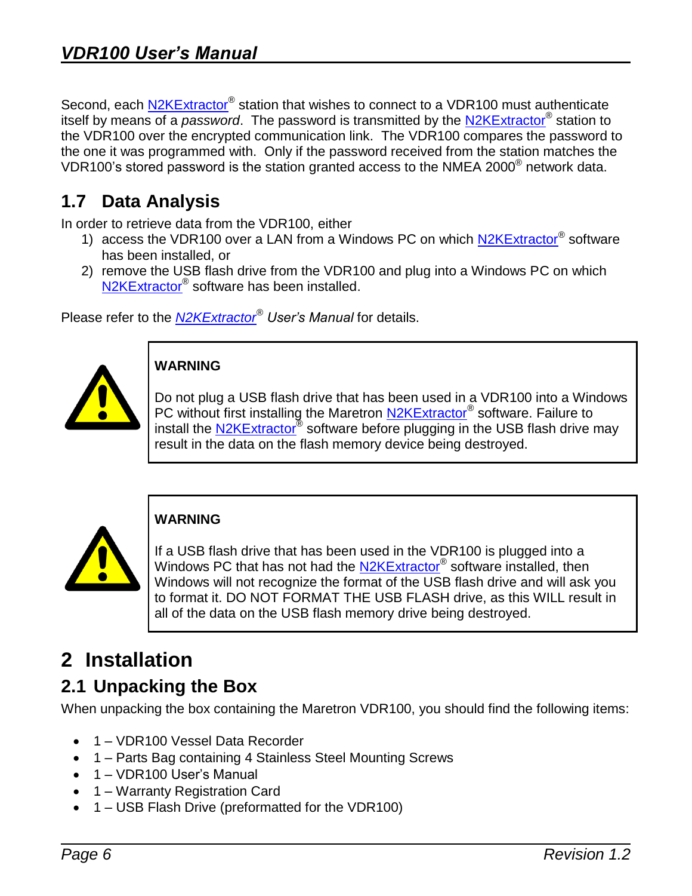Second, each N2KExtractor® station that wishes to connect to a VDR100 must authenticate itself by means of a *password*. The password is transmitted by the N2KExtractor® station to the VDR100 over the encrypted communication link. The VDR100 compares the password to the one it was programmed with. Only if the password received from the station matches the VDR100's stored password is the station granted access to the NMEA 2000® network data.

## 1.7 Data Analysis

In order to retrieve data from the VDR100, either

1) access the VDR100 over a LAN from a Windows PC on which N2KExtractor® software has been installed, or
2) remove the USB flash drive from the VDR100 and plug into a Windows PC on which N2KExtractor® software has been installed.

Please refer to the *N2KExtractor® User's Manual* for details.

> **WARNING**
>
> Do not plug a USB flash drive that has been used in a VDR100 into a Windows PC without first installing the Maretron N2KExtractor® software. Failure to install the N2KExtractor® software before plugging in the USB flash drive may result in the data on the flash memory device being destroyed.

> **WARNING**
>
> If a USB flash drive that has been used in the VDR100 is plugged into a Windows PC that has not had the N2KExtractor® software installed, then Windows will not recognize the format of the USB flash drive and will ask you to format it. DO NOT FORMAT THE USB FLASH drive, as this WILL result in all of the data on the USB flash memory drive being destroyed.

# 2 Installation

## 2.1 Unpacking the Box

When unpacking the box containing the Maretron VDR100, you should find the following items:

- 1 – VDR100 Vessel Data Recorder
- 1 – Parts Bag containing 4 Stainless Steel Mounting Screws
- 1 – VDR100 User's Manual
- 1 – Warranty Registration Card
- 1 – USB Flash Drive (preformatted for the VDR100)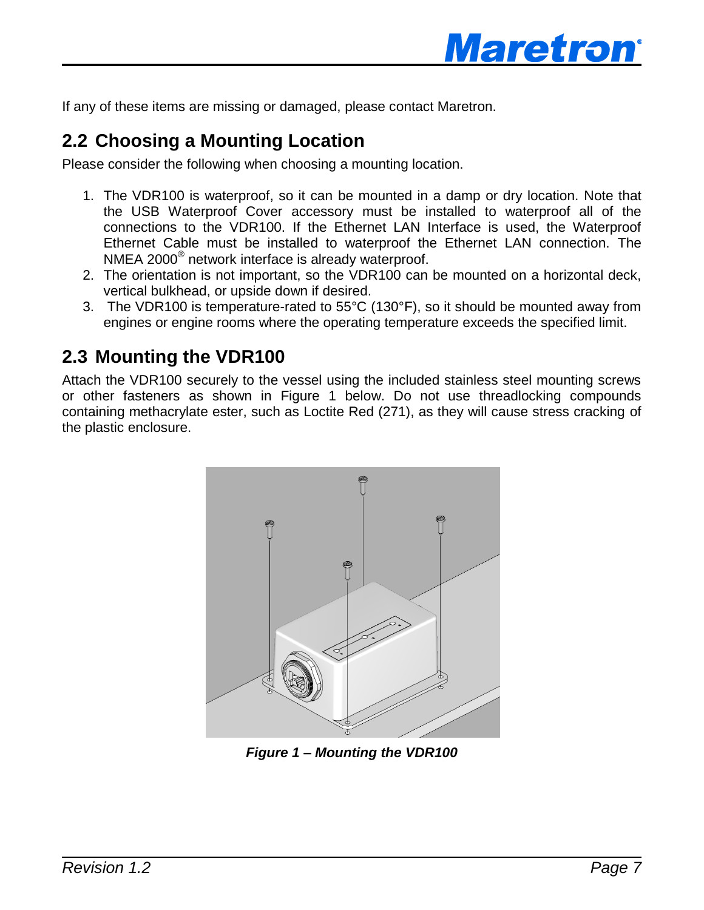If any of these items are missing or damaged, please contact Maretron.

## 2.2 Choosing a Mounting Location

Please consider the following when choosing a mounting location.

1. The VDR100 is waterproof, so it can be mounted in a damp or dry location. Note that the USB Waterproof Cover accessory must be installed to waterproof all of the connections to the VDR100. If the Ethernet LAN Interface is used, the Waterproof Ethernet Cable must be installed to waterproof the Ethernet LAN connection. The NMEA 2000® network interface is already waterproof.
2. The orientation is not important, so the VDR100 can be mounted on a horizontal deck, vertical bulkhead, or upside down if desired.
3. The VDR100 is temperature-rated to 55°C (130°F), so it should be mounted away from engines or engine rooms where the operating temperature exceeds the specified limit.

## 2.3 Mounting the VDR100

Attach the VDR100 securely to the vessel using the included stainless steel mounting screws or other fasteners as shown in Figure 1 below. Do not use threadlocking compounds containing methacrylate ester, such as Loctite Red (271), as they will cause stress cracking of the plastic enclosure.

***Figure 1 – Mounting the VDR100***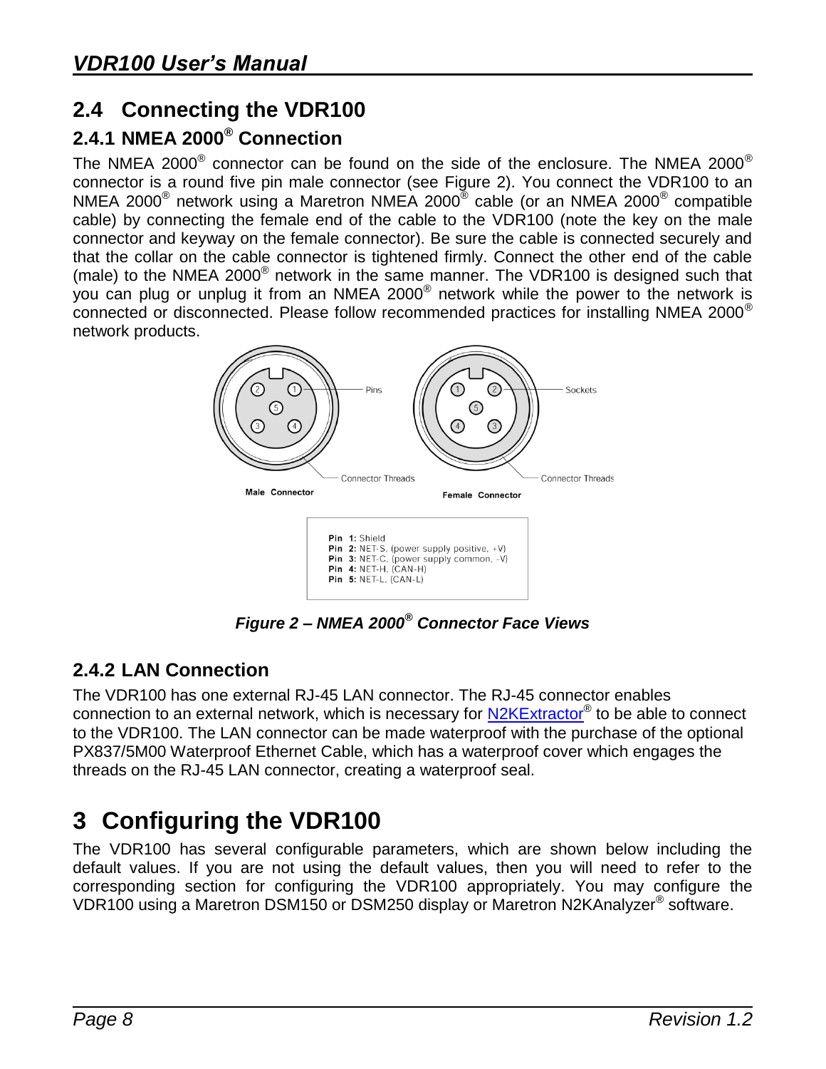## 2.4 Connecting the VDR100

### 2.4.1 NMEA 2000® Connection

The NMEA 2000® connector can be found on the side of the enclosure. The NMEA 2000® connector is a round five pin male connector (see Figure 2). You connect the VDR100 to an NMEA 2000® network using a Maretron NMEA 2000® cable (or an NMEA 2000® compatible cable) by connecting the female end of the cable to the VDR100 (note the key on the male connector and keyway on the female connector). Be sure the cable is connected securely and that the collar on the cable connector is tightened firmly. Connect the other end of the cable (male) to the NMEA 2000® network in the same manner. The VDR100 is designed such that you can plug or unplug it from an NMEA 2000® network while the power to the network is connected or disconnected. Please follow recommended practices for installing NMEA 2000® network products.

Pins

Connector Threads

**Male Connector**

Sockets

Connector Threads

**Female Connector**

**Pin 1:** Shield
**Pin 2:** NET-S, (power supply positive, +V)
**Pin 3:** NET-C, (power supply common, -V)
**Pin 4:** NET-H, (CAN-H)
**Pin 5:** NET-L, (CAN-L)

***Figure 2 – NMEA 2000® Connector Face Views***

### 2.4.2 LAN Connection

The VDR100 has one external RJ-45 LAN connector. The RJ-45 connector enables connection to an external network, which is necessary for N2KExtractor® to be able to connect to the VDR100. The LAN connector can be made waterproof with the purchase of the optional PX837/5M00 Waterproof Ethernet Cable, which has a waterproof cover which engages the threads on the RJ-45 LAN connector, creating a waterproof seal.

# 3 Configuring the VDR100

The VDR100 has several configurable parameters, which are shown below including the default values. If you are not using the default values, then you will need to refer to the corresponding section for configuring the VDR100 appropriately. You may configure the VDR100 using a Maretron DSM150 or DSM250 display or Maretron N2KAnalyzer® software.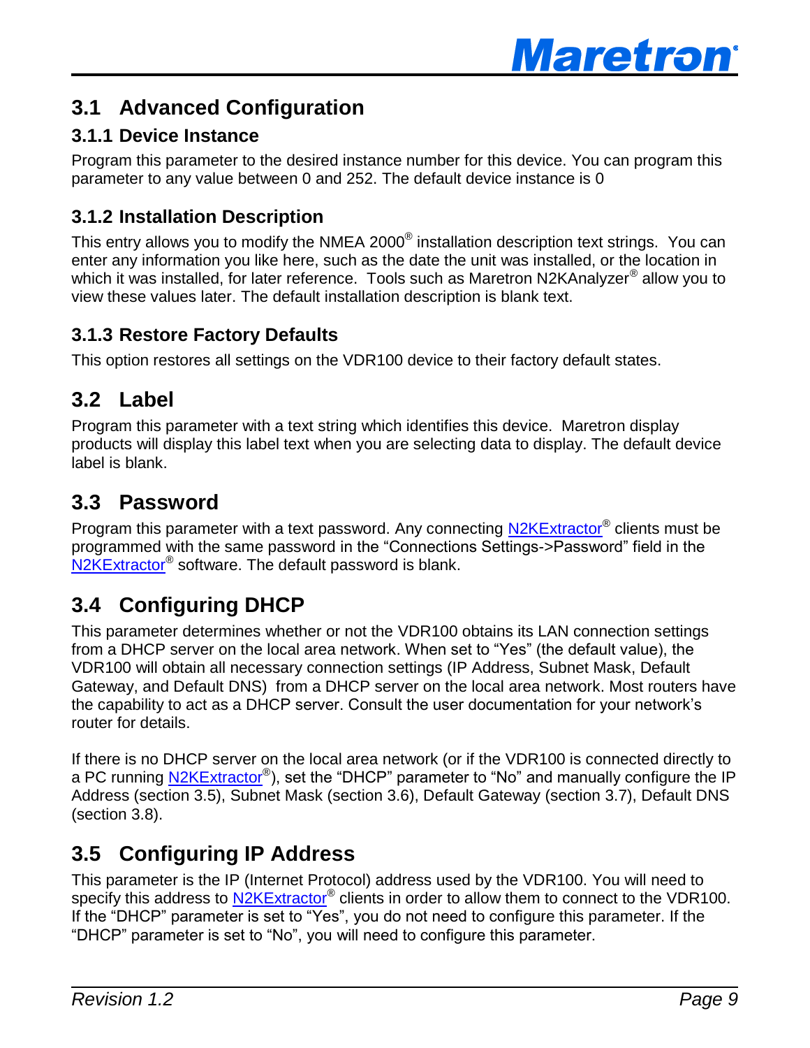## 3.1 Advanced Configuration

### 3.1.1 Device Instance

Program this parameter to the desired instance number for this device. You can program this parameter to any value between 0 and 252. The default device instance is 0

### 3.1.2 Installation Description

This entry allows you to modify the NMEA 2000® installation description text strings. You can enter any information you like here, such as the date the unit was installed, or the location in which it was installed, for later reference. Tools such as Maretron N2KAnalyzer® allow you to view these values later. The default installation description is blank text.

### 3.1.3 Restore Factory Defaults

This option restores all settings on the VDR100 device to their factory default states.

## 3.2 Label

Program this parameter with a text string which identifies this device. Maretron display products will display this label text when you are selecting data to display. The default device label is blank.

## 3.3 Password

Program this parameter with a text password. Any connecting N2KExtractor® clients must be programmed with the same password in the “Connections Settings->Password” field in the N2KExtractor® software. The default password is blank.

## 3.4 Configuring DHCP

This parameter determines whether or not the VDR100 obtains its LAN connection settings from a DHCP server on the local area network. When set to “Yes” (the default value), the VDR100 will obtain all necessary connection settings (IP Address, Subnet Mask, Default Gateway, and Default DNS) from a DHCP server on the local area network. Most routers have the capability to act as a DHCP server. Consult the user documentation for your network’s router for details.

If there is no DHCP server on the local area network (or if the VDR100 is connected directly to a PC running N2KExtractor®), set the “DHCP” parameter to “No” and manually configure the IP Address (section 3.5), Subnet Mask (section 3.6), Default Gateway (section 3.7), Default DNS (section 3.8).

## 3.5 Configuring IP Address

This parameter is the IP (Internet Protocol) address used by the VDR100. You will need to specify this address to N2KExtractor® clients in order to allow them to connect to the VDR100. If the “DHCP” parameter is set to “Yes”, you do not need to configure this parameter. If the “DHCP” parameter is set to “No”, you will need to configure this parameter.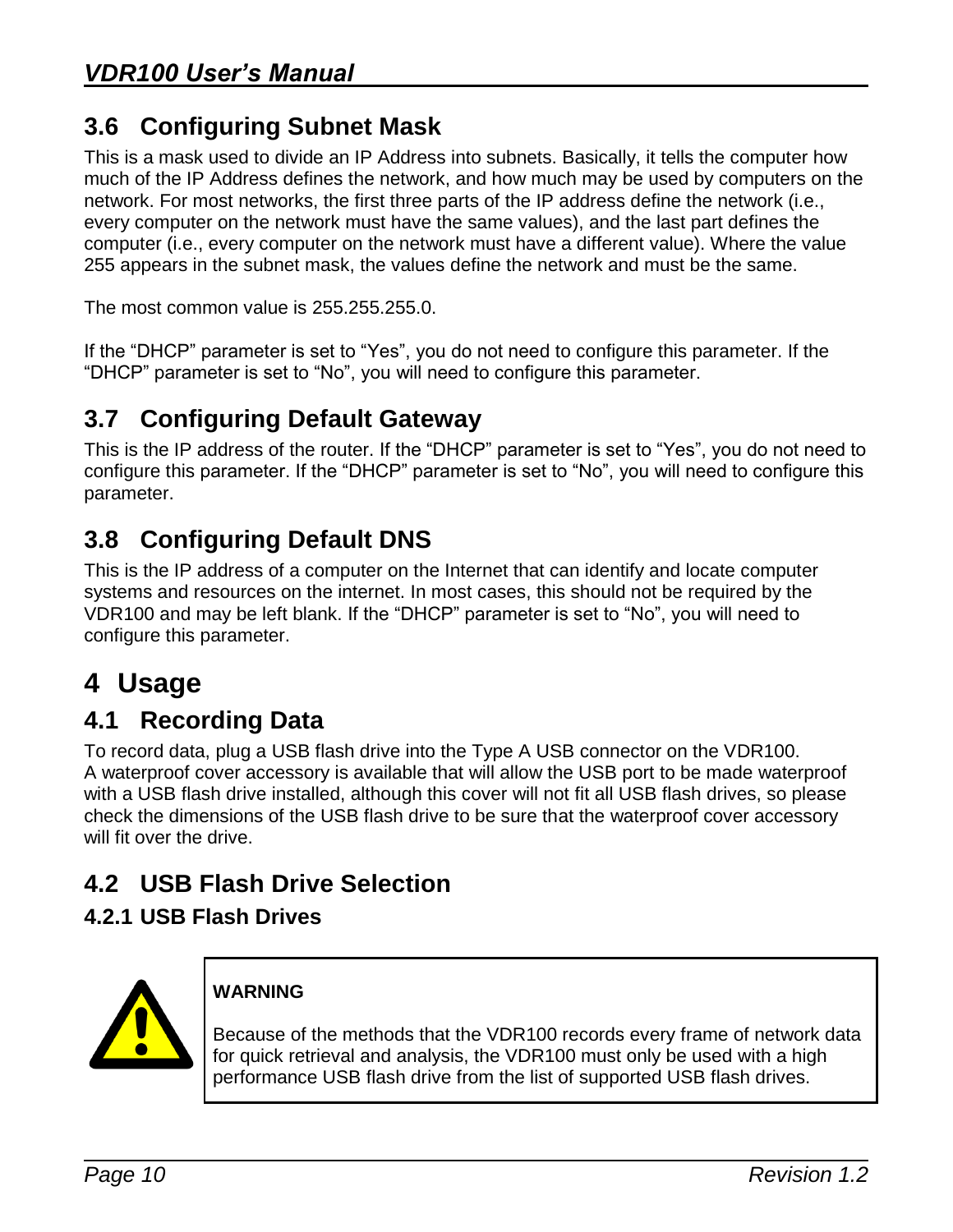## 3.6 Configuring Subnet Mask

This is a mask used to divide an IP Address into subnets. Basically, it tells the computer how much of the IP Address defines the network, and how much may be used by computers on the network. For most networks, the first three parts of the IP address define the network (i.e., every computer on the network must have the same values), and the last part defines the computer (i.e., every computer on the network must have a different value). Where the value 255 appears in the subnet mask, the values define the network and must be the same.

The most common value is 255.255.255.0.

If the "DHCP" parameter is set to "Yes", you do not need to configure this parameter. If the "DHCP" parameter is set to "No", you will need to configure this parameter.

## 3.7 Configuring Default Gateway

This is the IP address of the router. If the "DHCP" parameter is set to "Yes", you do not need to configure this parameter. If the "DHCP" parameter is set to "No", you will need to configure this parameter.

## 3.8 Configuring Default DNS

This is the IP address of a computer on the Internet that can identify and locate computer systems and resources on the internet. In most cases, this should not be required by the VDR100 and may be left blank. If the "DHCP" parameter is set to "No", you will need to configure this parameter.

# 4 Usage

## 4.1 Recording Data

To record data, plug a USB flash drive into the Type A USB connector on the VDR100. A waterproof cover accessory is available that will allow the USB port to be made waterproof with a USB flash drive installed, although this cover will not fit all USB flash drives, so please check the dimensions of the USB flash drive to be sure that the waterproof cover accessory will fit over the drive.

## 4.2 USB Flash Drive Selection

### 4.2.1 USB Flash Drives

**WARNING**

Because of the methods that the VDR100 records every frame of network data for quick retrieval and analysis, the VDR100 must only be used with a high performance USB flash drive from the list of supported USB flash drives.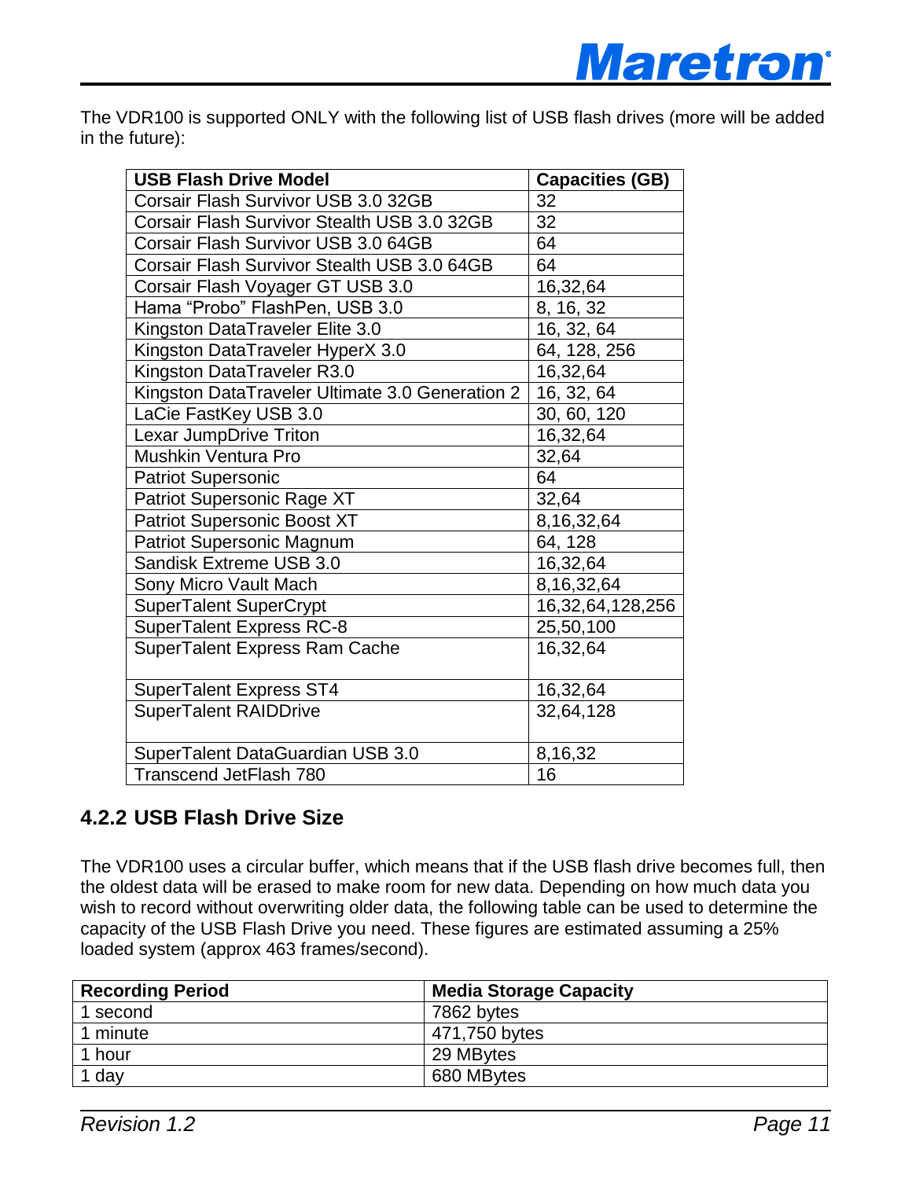The VDR100 is supported ONLY with the following list of USB flash drives (more will be added in the future):

| USB Flash Drive Model | Capacities (GB) |
|---|---|
| Corsair Flash Survivor USB 3.0 32GB | 32 |
| Corsair Flash Survivor Stealth USB 3.0 32GB | 32 |
| Corsair Flash Survivor USB 3.0 64GB | 64 |
| Corsair Flash Survivor Stealth USB 3.0 64GB | 64 |
| Corsair Flash Voyager GT USB 3.0 | 16,32,64 |
| Hama “Probo” FlashPen, USB 3.0 | 8, 16, 32 |
| Kingston DataTraveler Elite 3.0 | 16, 32, 64 |
| Kingston DataTraveler HyperX 3.0 | 64, 128, 256 |
| Kingston DataTraveler R3.0 | 16,32,64 |
| Kingston DataTraveler Ultimate 3.0 Generation 2 | 16, 32, 64 |
| LaCie FastKey USB 3.0 | 30, 60, 120 |
| Lexar JumpDrive Triton | 16,32,64 |
| Mushkin Ventura Pro | 32,64 |
| Patriot Supersonic | 64 |
| Patriot Supersonic Rage XT | 32,64 |
| Patriot Supersonic Boost XT | 8,16,32,64 |
| Patriot Supersonic Magnum | 64, 128 |
| Sandisk Extreme USB 3.0 | 16,32,64 |
| Sony Micro Vault Mach | 8,16,32,64 |
| SuperTalent SuperCrypt | 16,32,64,128,256 |
| SuperTalent Express RC-8 | 25,50,100 |
| SuperTalent Express Ram Cache | 16,32,64 |
| SuperTalent Express ST4 | 16,32,64 |
| SuperTalent RAIDDrive | 32,64,128 |
| SuperTalent DataGuardian USB 3.0 | 8,16,32 |
| Transcend JetFlash 780 | 16 |

### 4.2.2 USB Flash Drive Size

The VDR100 uses a circular buffer, which means that if the USB flash drive becomes full, then the oldest data will be erased to make room for new data. Depending on how much data you wish to record without overwriting older data, the following table can be used to determine the capacity of the USB Flash Drive you need. These figures are estimated assuming a 25% loaded system (approx 463 frames/second).

| Recording Period | Media Storage Capacity |
|---|---|
| 1 second | 7862 bytes |
| 1 minute | 471,750 bytes |
| 1 hour | 29 MBytes |
| 1 day | 680 MBytes |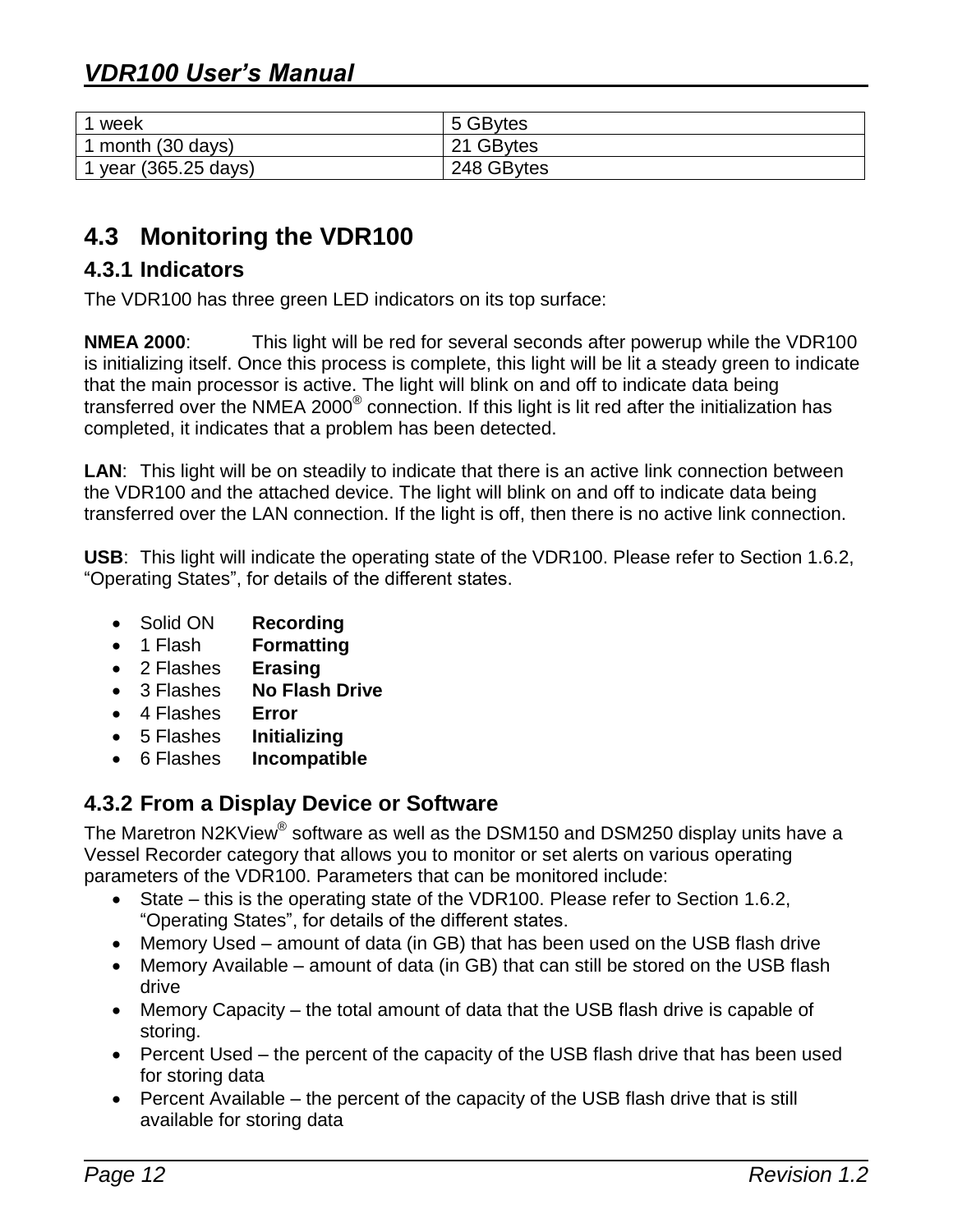| 1 week | 5 GBytes |
| --- | --- |
| 1 month (30 days) | 21 GBytes |
| 1 year (365.25 days) | 248 GBytes |

## 4.3 Monitoring the VDR100

### 4.3.1 Indicators

The VDR100 has three green LED indicators on its top surface:

**NMEA 2000**: This light will be red for several seconds after powerup while the VDR100 is initializing itself. Once this process is complete, this light will be lit a steady green to indicate that the main processor is active. The light will blink on and off to indicate data being transferred over the NMEA 2000® connection. If this light is lit red after the initialization has completed, it indicates that a problem has been detected.

**LAN**: This light will be on steadily to indicate that there is an active link connection between the VDR100 and the attached device. The light will blink on and off to indicate data being transferred over the LAN connection. If the light is off, then there is no active link connection.

**USB**: This light will indicate the operating state of the VDR100. Please refer to Section 1.6.2, "Operating States", for details of the different states.

- Solid ON **Recording**
- 1 Flash **Formatting**
- 2 Flashes **Erasing**
- 3 Flashes **No Flash Drive**
- 4 Flashes **Error**
- 5 Flashes **Initializing**
- 6 Flashes **Incompatible**

### 4.3.2 From a Display Device or Software

The Maretron N2KView® software as well as the DSM150 and DSM250 display units have a Vessel Recorder category that allows you to monitor or set alerts on various operating parameters of the VDR100. Parameters that can be monitored include:

- State – this is the operating state of the VDR100. Please refer to Section 1.6.2, "Operating States", for details of the different states.
- Memory Used – amount of data (in GB) that has been used on the USB flash drive
- Memory Available – amount of data (in GB) that can still be stored on the USB flash drive
- Memory Capacity – the total amount of data that the USB flash drive is capable of storing.
- Percent Used – the percent of the capacity of the USB flash drive that has been used for storing data
- Percent Available – the percent of the capacity of the USB flash drive that is still available for storing data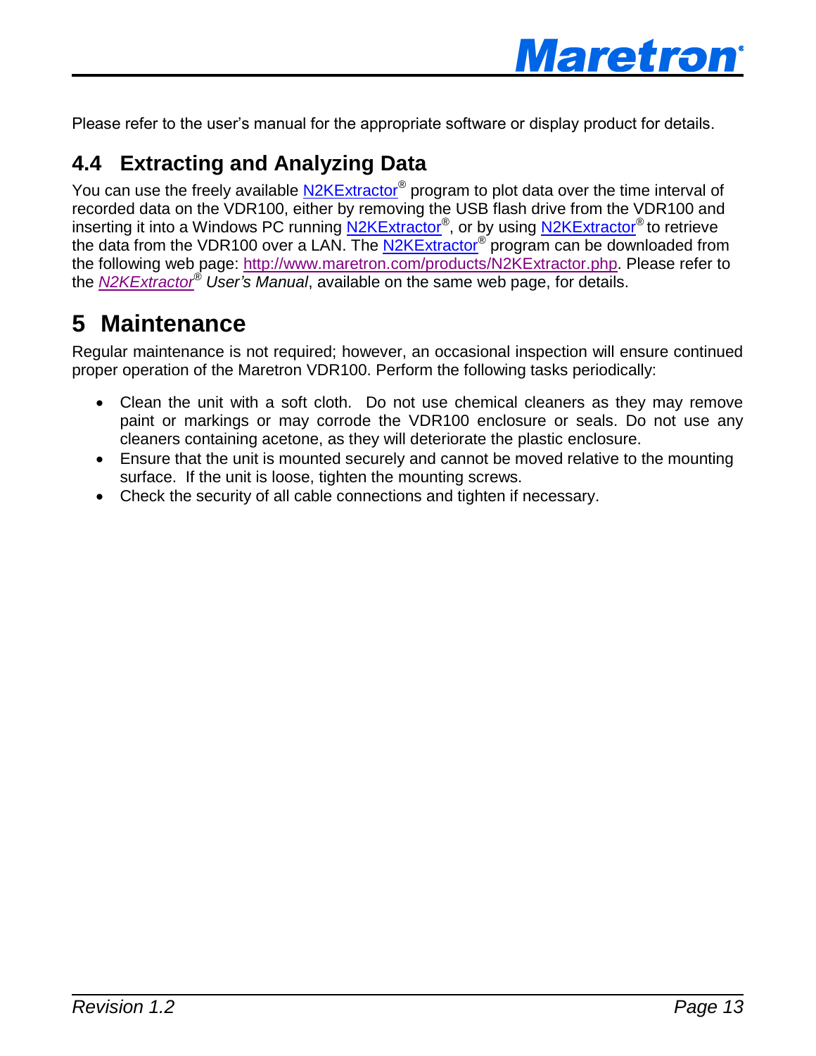Please refer to the user's manual for the appropriate software or display product for details.

## 4.4 Extracting and Analyzing Data

You can use the freely available N2KExtractor® program to plot data over the time interval of recorded data on the VDR100, either by removing the USB flash drive from the VDR100 and inserting it into a Windows PC running N2KExtractor®, or by using N2KExtractor® to retrieve the data from the VDR100 over a LAN. The N2KExtractor® program can be downloaded from the following web page: http://www.maretron.com/products/N2KExtractor.php. Please refer to the *N2KExtractor® User's Manual*, available on the same web page, for details.

# 5 Maintenance

Regular maintenance is not required; however, an occasional inspection will ensure continued proper operation of the Maretron VDR100. Perform the following tasks periodically:

- Clean the unit with a soft cloth. Do not use chemical cleaners as they may remove paint or markings or may corrode the VDR100 enclosure or seals. Do not use any cleaners containing acetone, as they will deteriorate the plastic enclosure.
- Ensure that the unit is mounted securely and cannot be moved relative to the mounting surface. If the unit is loose, tighten the mounting screws.
- Check the security of all cable connections and tighten if necessary.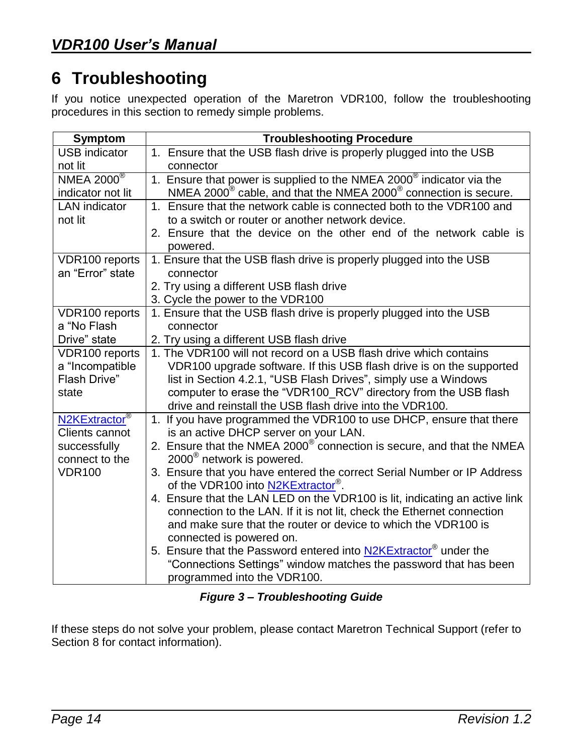# 6 Troubleshooting

If you notice unexpected operation of the Maretron VDR100, follow the troubleshooting procedures in this section to remedy simple problems.

| Symptom | Troubleshooting Procedure |
|---|---|
| USB indicator not lit | 1. Ensure that the USB flash drive is properly plugged into the USB connector |
| NMEA 2000® indicator not lit | 1. Ensure that power is supplied to the NMEA 2000® indicator via the NMEA 2000® cable, and that the NMEA 2000® connection is secure. |
| LAN indicator not lit | 1. Ensure that the network cable is connected both to the VDR100 and to a switch or router or another network device.<br>2. Ensure that the device on the other end of the network cable is powered. |
| VDR100 reports an "Error" state | 1. Ensure that the USB flash drive is properly plugged into the USB connector<br>2. Try using a different USB flash drive<br>3. Cycle the power to the VDR100 |
| VDR100 reports a "No Flash Drive" state | 1. Ensure that the USB flash drive is properly plugged into the USB connector<br>2. Try using a different USB flash drive |
| VDR100 reports a "Incompatible Flash Drive" state | 1. The VDR100 will not record on a USB flash drive which contains VDR100 upgrade software. If this USB flash drive is on the supported list in Section 4.2.1, "USB Flash Drives", simply use a Windows computer to erase the "VDR100_RCV" directory from the USB flash drive and reinstall the USB flash drive into the VDR100. |
| N2KExtractor® Clients cannot successfully connect to the VDR100 | 1. If you have programmed the VDR100 to use DHCP, ensure that there is an active DHCP server on your LAN.<br>2. Ensure that the NMEA 2000® connection is secure, and that the NMEA 2000® network is powered.<br>3. Ensure that you have entered the correct Serial Number or IP Address of the VDR100 into N2KExtractor®.<br>4. Ensure that the LAN LED on the VDR100 is lit, indicating an active link connection to the LAN. If it is not lit, check the Ethernet connection and make sure that the router or device to which the VDR100 is connected is powered on.<br>5. Ensure that the Password entered into N2KExtractor® under the "Connections Settings" window matches the password that has been programmed into the VDR100. |

***Figure 3 – Troubleshooting Guide***

If these steps do not solve your problem, please contact Maretron Technical Support (refer to Section 8 for contact information).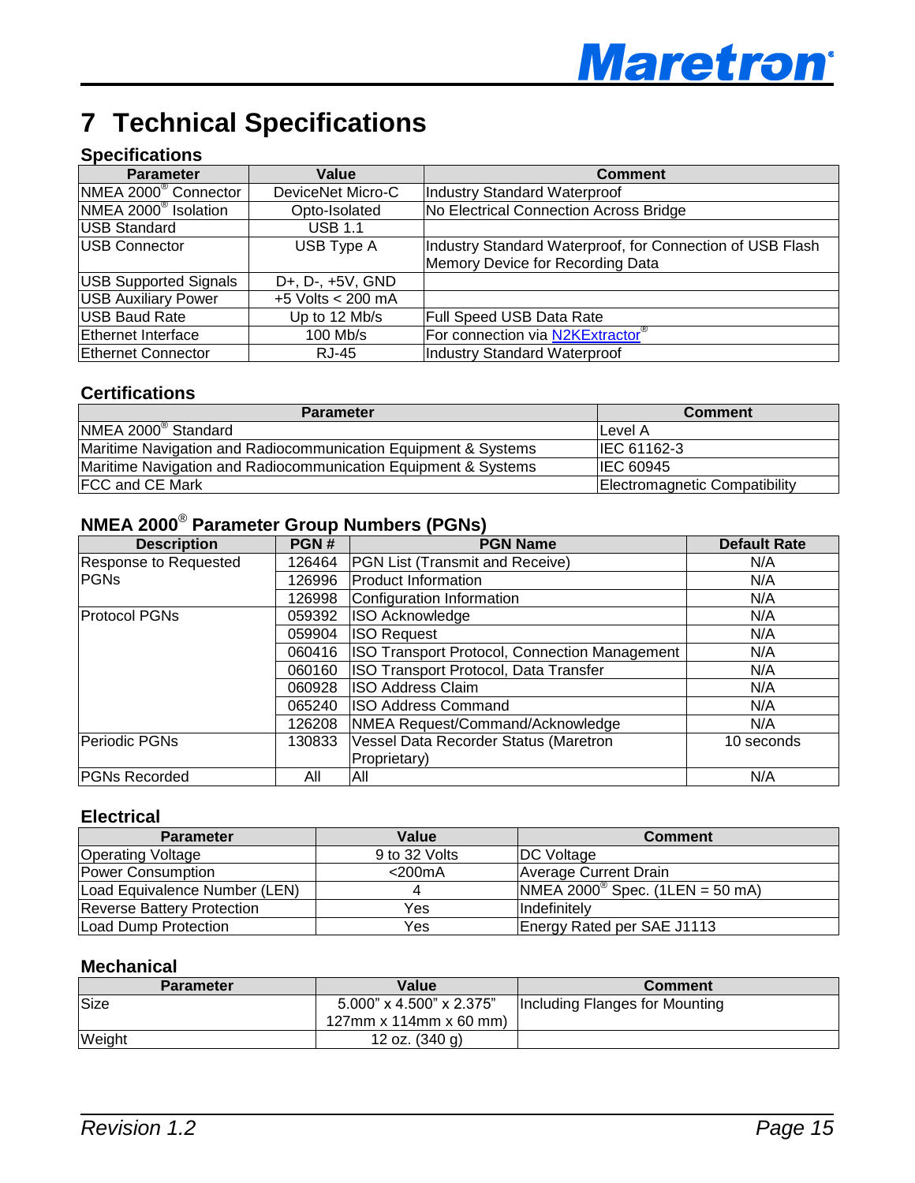# 7 Technical Specifications

### Specifications

| Parameter | Value | Comment |
|---|---|---|
| NMEA 2000® Connector | DeviceNet Micro-C | Industry Standard Waterproof |
| NMEA 2000® Isolation | Opto-Isolated | No Electrical Connection Across Bridge |
| USB Standard | USB 1.1 | |
| USB Connector | USB Type A | Industry Standard Waterproof, for Connection of USB Flash Memory Device for Recording Data |
| USB Supported Signals | D+, D-, +5V, GND | |
| USB Auxiliary Power | +5 Volts < 200 mA | |
| USB Baud Rate | Up to 12 Mb/s | Full Speed USB Data Rate |
| Ethernet Interface | 100 Mb/s | For connection via N2KExtractor® |
| Ethernet Connector | RJ-45 | Industry Standard Waterproof |

### Certifications

| Parameter | Comment |
|---|---|
| NMEA 2000® Standard | Level A |
| Maritime Navigation and Radiocommunication Equipment & Systems | IEC 61162-3 |
| Maritime Navigation and Radiocommunication Equipment & Systems | IEC 60945 |
| FCC and CE Mark | Electromagnetic Compatibility |

### NMEA 2000® Parameter Group Numbers (PGNs)

| Description | PGN # | PGN Name | Default Rate |
|---|---|---|---|
| Response to Requested PGNs | 126464 | PGN List (Transmit and Receive) | N/A |
| | 126996 | Product Information | N/A |
| | 126998 | Configuration Information | N/A |
| Protocol PGNs | 059392 | ISO Acknowledge | N/A |
| | 059904 | ISO Request | N/A |
| | 060416 | ISO Transport Protocol, Connection Management | N/A |
| | 060160 | ISO Transport Protocol, Data Transfer | N/A |
| | 060928 | ISO Address Claim | N/A |
| | 065240 | ISO Address Command | N/A |
| | 126208 | NMEA Request/Command/Acknowledge | N/A |
| Periodic PGNs | 130833 | Vessel Data Recorder Status (Maretron Proprietary) | 10 seconds |
| PGNs Recorded | All | All | N/A |

### Electrical

| Parameter | Value | Comment |
|---|---|---|
| Operating Voltage | 9 to 32 Volts | DC Voltage |
| Power Consumption | <200mA | Average Current Drain |
| Load Equivalence Number (LEN) | 4 | NMEA 2000® Spec. (1LEN = 50 mA) |
| Reverse Battery Protection | Yes | Indefinitely |
| Load Dump Protection | Yes | Energy Rated per SAE J1113 |

### Mechanical

| Parameter | Value | Comment |
|---|---|---|
| Size | 5.000" x 4.500" x 2.375" 127mm x 114mm x 60 mm) | Including Flanges for Mounting |
| Weight | 12 oz. (340 g) | |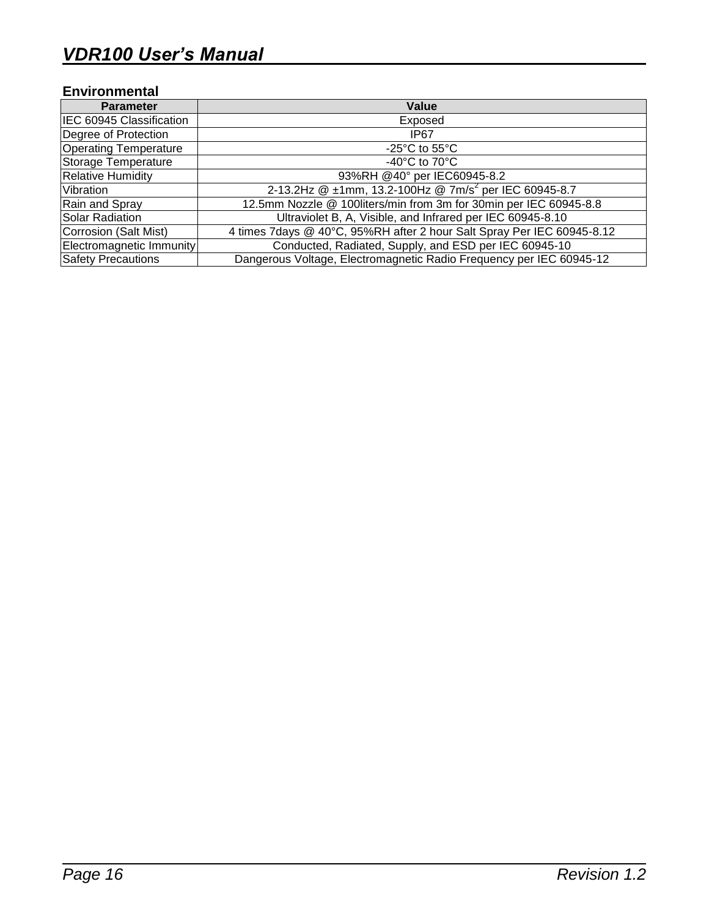### Environmental

| Parameter | Value |
|---|---|
| IEC 60945 Classification | Exposed |
| Degree of Protection | IP67 |
| Operating Temperature | -25°C to 55°C |
| Storage Temperature | -40°C to 70°C |
| Relative Humidity | 93%RH @40° per IEC60945-8.2 |
| Vibration | 2-13.2Hz @ ±1mm, 13.2-100Hz @ 7m/$s^2$ per IEC 60945-8.7 |
| Rain and Spray | 12.5mm Nozzle @ 100liters/min from 3m for 30min per IEC 60945-8.8 |
| Solar Radiation | Ultraviolet B, A, Visible, and Infrared per IEC 60945-8.10 |
| Corrosion (Salt Mist) | 4 times 7days @ 40°C, 95%RH after 2 hour Salt Spray Per IEC 60945-8.12 |
| Electromagnetic Immunity | Conducted, Radiated, Supply, and ESD per IEC 60945-10 |
| Safety Precautions | Dangerous Voltage, Electromagnetic Radio Frequency per IEC 60945-12 |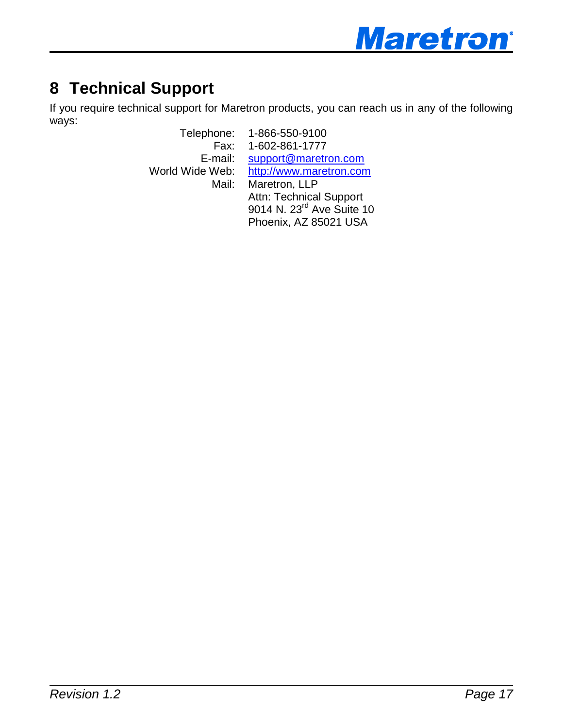# 8 Technical Support

If you require technical support for Maretron products, you can reach us in any of the following ways:

Telephone: 1-866-550-9100
Fax: 1-602-861-1777
E-mail: support@maretron.com
World Wide Web: http://www.maretron.com
Mail: Maretron, LLP
Attn: Technical Support
9014 N. 23rd Ave Suite 10
Phoenix, AZ 85021 USA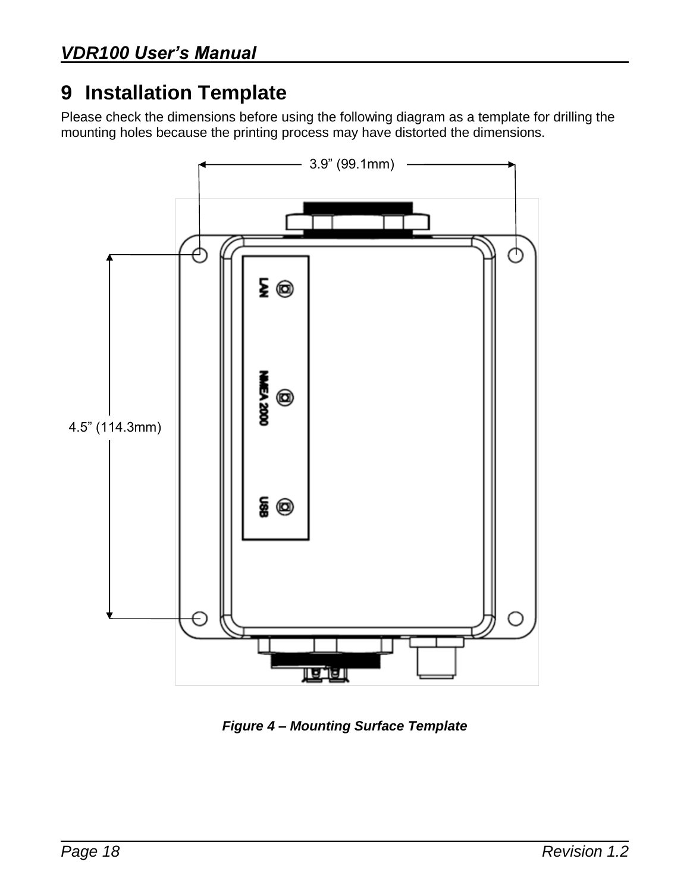# 9 Installation Template

Please check the dimensions before using the following diagram as a template for drilling the mounting holes because the printing process may have distorted the dimensions.

3.9" (99.1mm)

4.5" (114.3mm)

LAN

NMEA 2000

USB

*Figure 4 – Mounting Surface Template*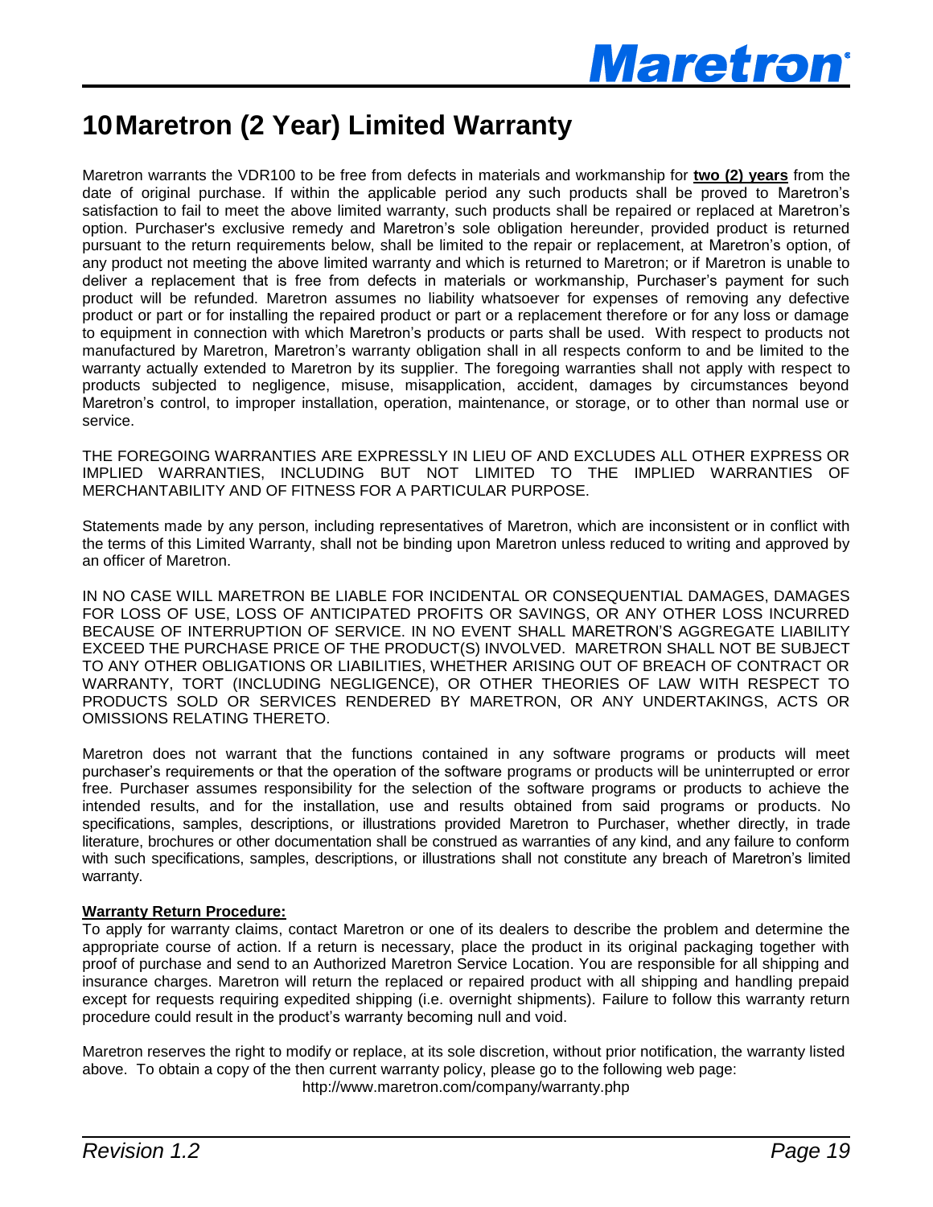# 10 Maretron (2 Year) Limited Warranty

Maretron warrants the VDR100 to be free from defects in materials and workmanship for **two (2) years** from the date of original purchase. If within the applicable period any such products shall be proved to Maretron's satisfaction to fail to meet the above limited warranty, such products shall be repaired or replaced at Maretron's option. Purchaser's exclusive remedy and Maretron's sole obligation hereunder, provided product is returned pursuant to the return requirements below, shall be limited to the repair or replacement, at Maretron's option, of any product not meeting the above limited warranty and which is returned to Maretron; or if Maretron is unable to deliver a replacement that is free from defects in materials or workmanship, Purchaser's payment for such product will be refunded. Maretron assumes no liability whatsoever for expenses of removing any defective product or part or for installing the repaired product or part or a replacement therefore or for any loss or damage to equipment in connection with which Maretron's products or parts shall be used. With respect to products not manufactured by Maretron, Maretron's warranty obligation shall in all respects conform to and be limited to the warranty actually extended to Maretron by its supplier. The foregoing warranties shall not apply with respect to products subjected to negligence, misuse, misapplication, accident, damages by circumstances beyond Maretron's control, to improper installation, operation, maintenance, or storage, or to other than normal use or service.

THE FOREGOING WARRANTIES ARE EXPRESSLY IN LIEU OF AND EXCLUDES ALL OTHER EXPRESS OR IMPLIED WARRANTIES, INCLUDING BUT NOT LIMITED TO THE IMPLIED WARRANTIES OF MERCHANTABILITY AND OF FITNESS FOR A PARTICULAR PURPOSE.

Statements made by any person, including representatives of Maretron, which are inconsistent or in conflict with the terms of this Limited Warranty, shall not be binding upon Maretron unless reduced to writing and approved by an officer of Maretron.

IN NO CASE WILL MARETRON BE LIABLE FOR INCIDENTAL OR CONSEQUENTIAL DAMAGES, DAMAGES FOR LOSS OF USE, LOSS OF ANTICIPATED PROFITS OR SAVINGS, OR ANY OTHER LOSS INCURRED BECAUSE OF INTERRUPTION OF SERVICE. IN NO EVENT SHALL MARETRON'S AGGREGATE LIABILITY EXCEED THE PURCHASE PRICE OF THE PRODUCT(S) INVOLVED. MARETRON SHALL NOT BE SUBJECT TO ANY OTHER OBLIGATIONS OR LIABILITIES, WHETHER ARISING OUT OF BREACH OF CONTRACT OR WARRANTY, TORT (INCLUDING NEGLIGENCE), OR OTHER THEORIES OF LAW WITH RESPECT TO PRODUCTS SOLD OR SERVICES RENDERED BY MARETRON, OR ANY UNDERTAKINGS, ACTS OR OMISSIONS RELATING THERETO.

Maretron does not warrant that the functions contained in any software programs or products will meet purchaser's requirements or that the operation of the software programs or products will be uninterrupted or error free. Purchaser assumes responsibility for the selection of the software programs or products to achieve the intended results, and for the installation, use and results obtained from said programs or products. No specifications, samples, descriptions, or illustrations provided Maretron to Purchaser, whether directly, in trade literature, brochures or other documentation shall be construed as warranties of any kind, and any failure to conform with such specifications, samples, descriptions, or illustrations shall not constitute any breach of Maretron's limited warranty.

**Warranty Return Procedure:**

To apply for warranty claims, contact Maretron or one of its dealers to describe the problem and determine the appropriate course of action. If a return is necessary, place the product in its original packaging together with proof of purchase and send to an Authorized Maretron Service Location. You are responsible for all shipping and insurance charges. Maretron will return the replaced or repaired product with all shipping and handling prepaid except for requests requiring expedited shipping (i.e. overnight shipments). Failure to follow this warranty return procedure could result in the product's warranty becoming null and void.

Maretron reserves the right to modify or replace, at its sole discretion, without prior notification, the warranty listed above. To obtain a copy of the then current warranty policy, please go to the following web page:

http://www.maretron.com/company/warranty.php